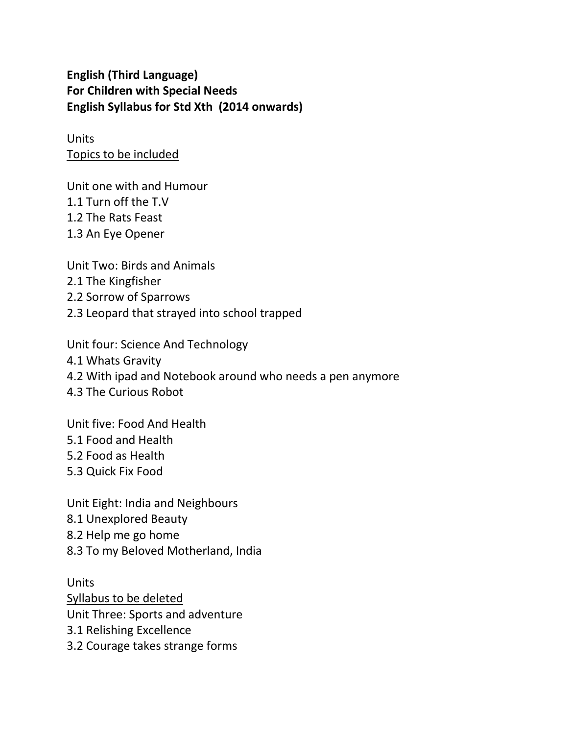**English (Third Language)**
**For Children with Special Needs**
**English Syllabus for Std Xth (2014 onwards)**

Units
<u>Topics to be included</u>

Unit one with and Humour
1.1 Turn off the T.V
1.2 The Rats Feast
1.3 An Eye Opener

Unit Two: Birds and Animals
2.1 The Kingfisher
2.2 Sorrow of Sparrows
2.3 Leopard that strayed into school trapped

Unit four: Science And Technology
4.1 Whats Gravity
4.2 With ipad and Notebook around who needs a pen anymore
4.3 The Curious Robot

Unit five: Food And Health
5.1 Food and Health
5.2 Food as Health
5.3 Quick Fix Food

Unit Eight: India and Neighbours
8.1 Unexplored Beauty
8.2 Help me go home
8.3 To my Beloved Motherland, India

Units
<u>Syllabus to be deleted</u>
Unit Three: Sports and adventure
3.1 Relishing Excellence
3.2 Courage takes strange forms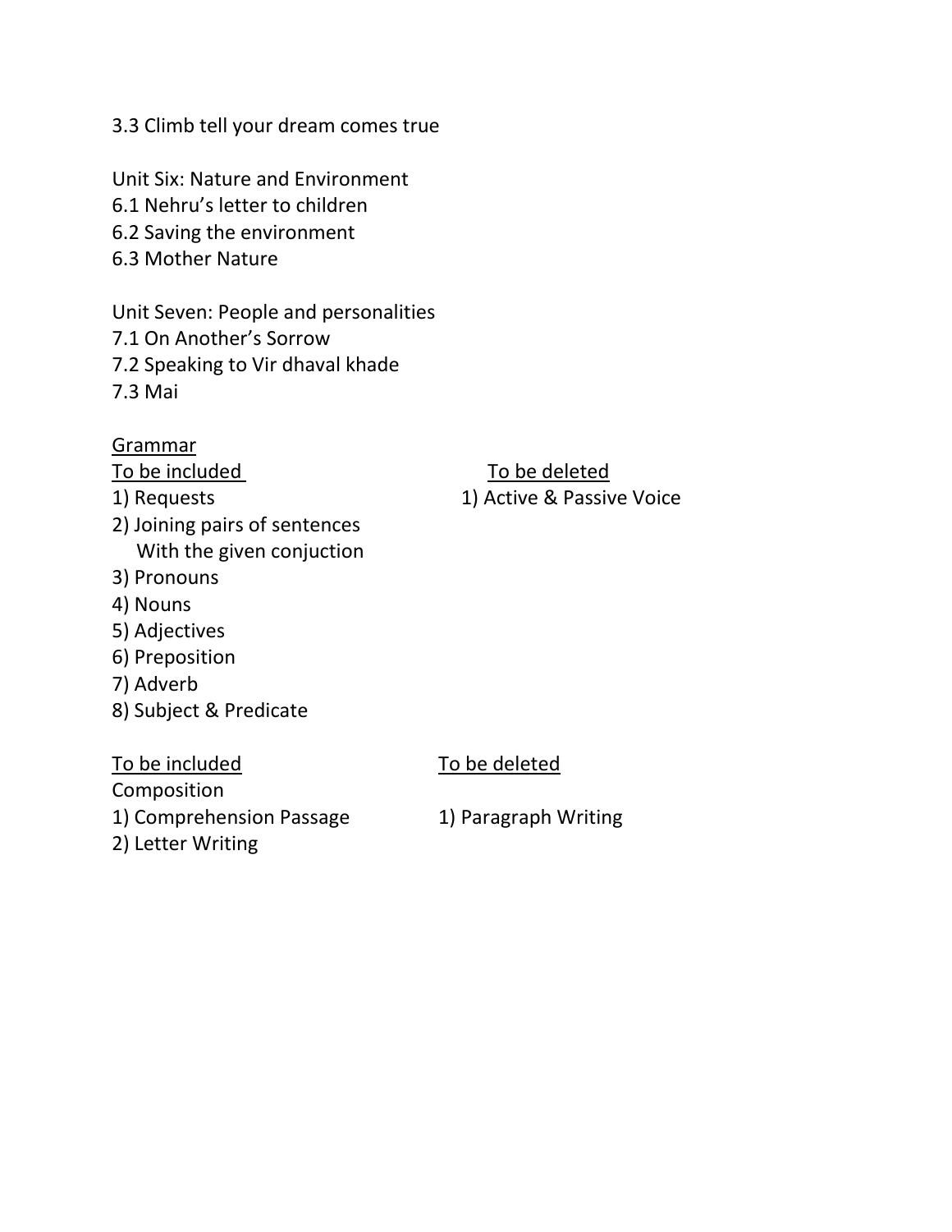3.3 Climb tell your dream comes true

Unit Six: Nature and Environment

6.1 Nehru's letter to children

6.2 Saving the environment

6.3 Mother Nature

Unit Seven: People and personalities

7.1 On Another's Sorrow

7.2 Speaking to Vir dhaval khade

7.3 Mai

Grammar

| To be included | To be deleted |
| --- | --- |
| 1) Requests | 1) Active & Passive Voice |
| 2) Joining pairs of sentences With the given conjuction | |
| 3) Pronouns | |
| 4) Nouns | |
| 5) Adjectives | |
| 6) Preposition | |
| 7) Adverb | |
| 8) Subject & Predicate | |

| To be included | To be deleted |
| --- | --- |
| Composition | |
| 1) Comprehension Passage | 1) Paragraph Writing |
| 2) Letter Writing | |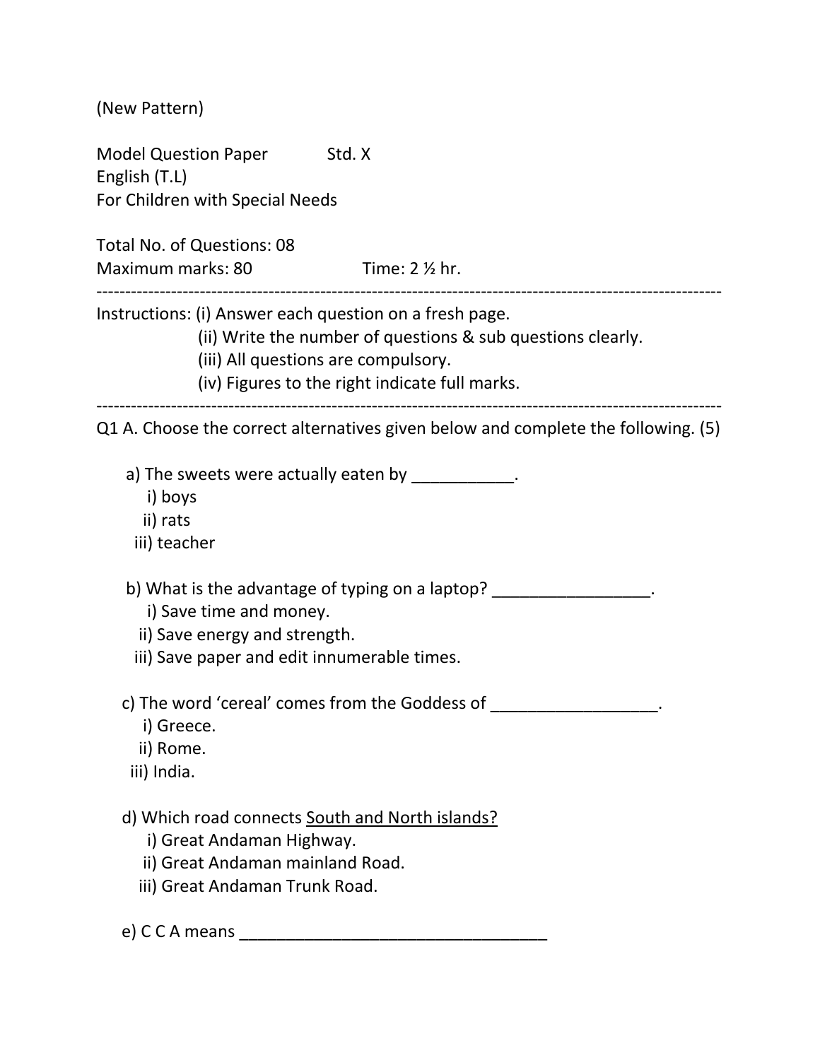(New Pattern)

Model Question Paper Std. X

English (T.L)

For Children with Special Needs

Total No. of Questions: 08

Maximum marks: 80 Time: 2 ½ hr.

---

Instructions: (i) Answer each question on a fresh page.

(ii) Write the number of questions & sub questions clearly.

(iii) All questions are compulsory.

(iv) Figures to the right indicate full marks.

---

Q1 A. Choose the correct alternatives given below and complete the following. (5)

a) The sweets were actually eaten by ___________.

i) boys

ii) rats

iii) teacher

b) What is the advantage of typing on a laptop? _________________.

i) Save time and money.

ii) Save energy and strength.

iii) Save paper and edit innumerable times.

c) The word 'cereal' comes from the Goddess of __________________.

i) Greece.

ii) Rome.

iii) India.

d) Which road connects <u>South and North islands?</u>

i) Great Andaman Highway.

ii) Great Andaman mainland Road.

iii) Great Andaman Trunk Road.

e) C C A means __________________________________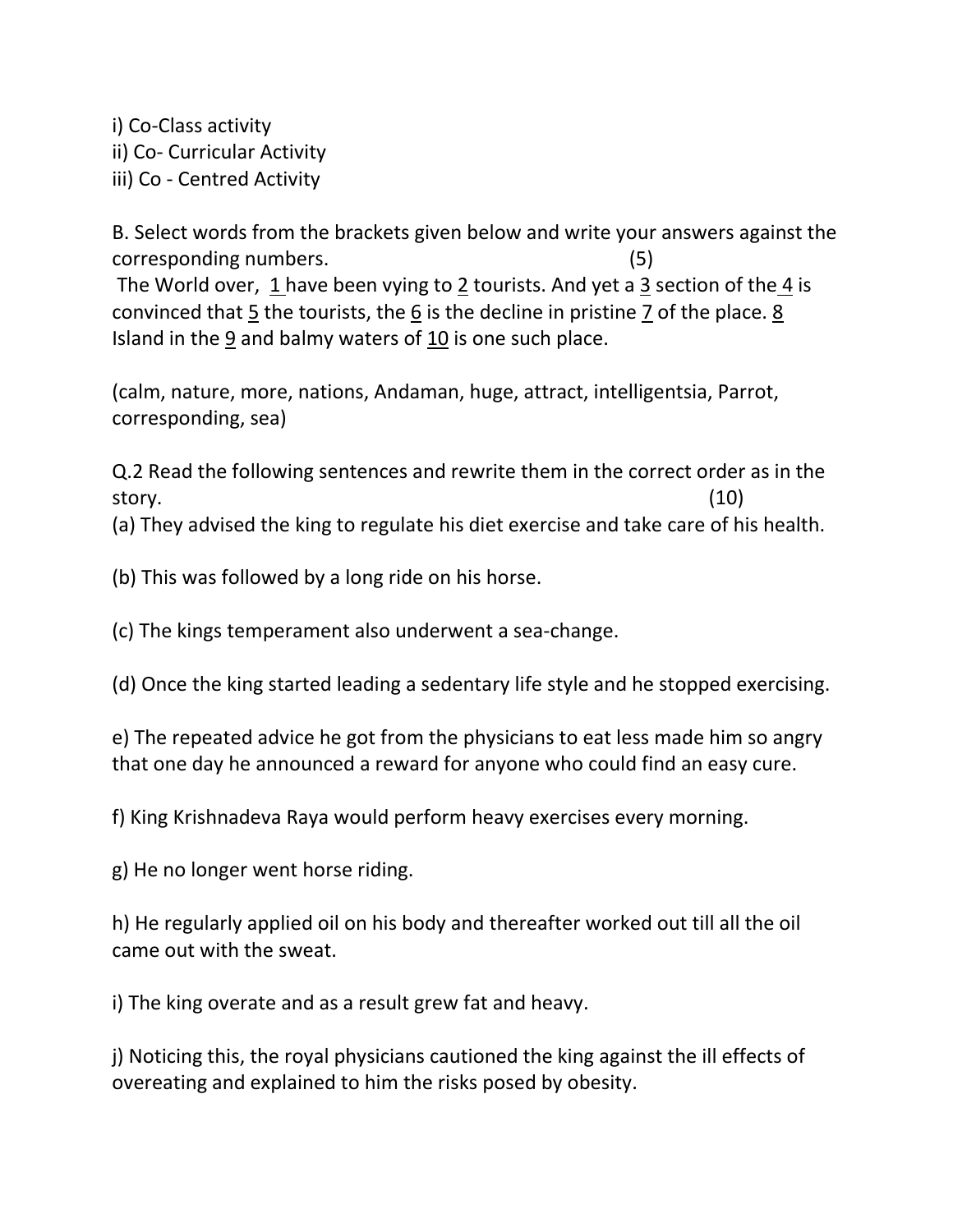i) Co-Class activity
ii) Co- Curricular Activity
iii) Co - Centred Activity

B. Select words from the brackets given below and write your answers against the corresponding numbers. (5)

The World over, <u>1</u> have been vying to <u>2</u> tourists. And yet a <u>3</u> section of the <u>4</u> is convinced that <u>5</u> the tourists, the <u>6</u> is the decline in pristine <u>7</u> of the place. <u>8</u> Island in the <u>9</u> and balmy waters of <u>10</u> is one such place.

(calm, nature, more, nations, Andaman, huge, attract, intelligentsia, Parrot, corresponding, sea)

Q.2 Read the following sentences and rewrite them in the correct order as in the story. (10)

(a) They advised the king to regulate his diet exercise and take care of his health.

(b) This was followed by a long ride on his horse.

(c) The kings temperament also underwent a sea-change.

(d) Once the king started leading a sedentary life style and he stopped exercising.

e) The repeated advice he got from the physicians to eat less made him so angry that one day he announced a reward for anyone who could find an easy cure.

f) King Krishnadeva Raya would perform heavy exercises every morning.

g) He no longer went horse riding.

h) He regularly applied oil on his body and thereafter worked out till all the oil came out with the sweat.

i) The king overate and as a result grew fat and heavy.

j) Noticing this, the royal physicians cautioned the king against the ill effects of overeating and explained to him the risks posed by obesity.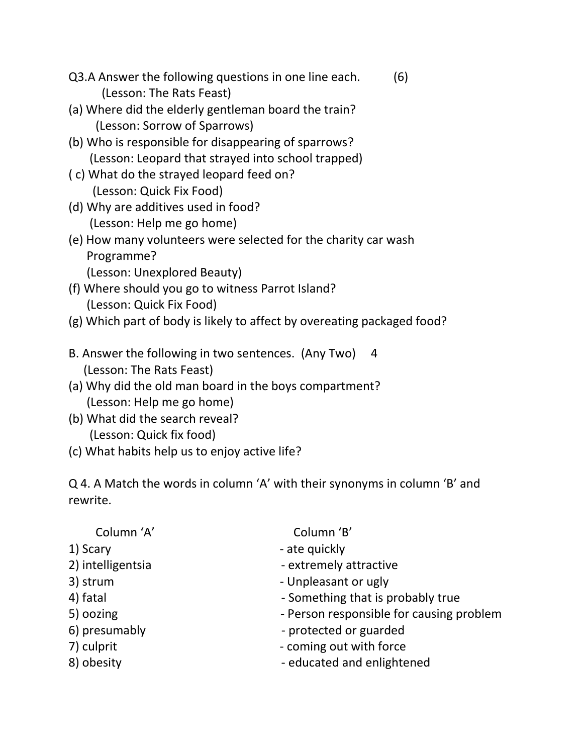Q3.A Answer the following questions in one line each. (6)

(Lesson: The Rats Feast)

(a) Where did the elderly gentleman board the train?

(Lesson: Sorrow of Sparrows)

(b) Who is responsible for disappearing of sparrows?

(Lesson: Leopard that strayed into school trapped)

( c) What do the strayed leopard feed on?

(Lesson: Quick Fix Food)

(d) Why are additives used in food?

(Lesson: Help me go home)

(e) How many volunteers were selected for the charity car wash Programme?

(Lesson: Unexplored Beauty)

(f) Where should you go to witness Parrot Island?

(Lesson: Quick Fix Food)

(g) Which part of body is likely to affect by overeating packaged food?

B. Answer the following in two sentences. (Any Two) 4

(Lesson: The Rats Feast)

(a) Why did the old man board in the boys compartment?

(Lesson: Help me go home)

(b) What did the search reveal?

(Lesson: Quick fix food)

(c) What habits help us to enjoy active life?

Q 4. A Match the words in column 'A' with their synonyms in column 'B' and rewrite.

| Column 'A' | Column 'B' |
|---|---|
| 1) Scary | - ate quickly |
| 2) intelligentsia | - extremely attractive |
| 3) strum | - Unpleasant or ugly |
| 4) fatal | - Something that is probably true |
| 5) oozing | - Person responsible for causing problem |
| 6) presumably | - protected or guarded |
| 7) culprit | - coming out with force |
| 8) obesity | - educated and enlightened |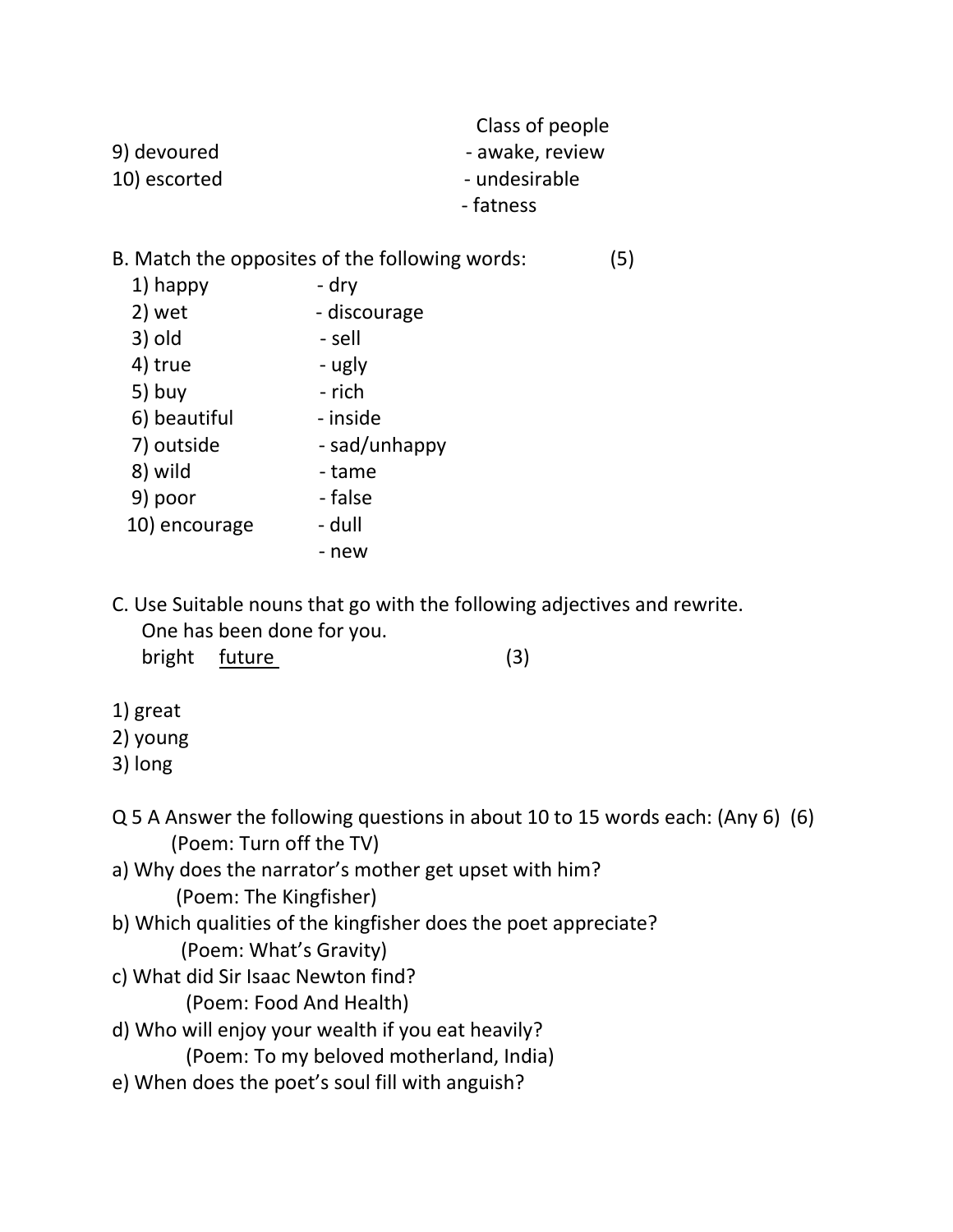| | |
|---|---|
| | Class of people |
| 9) devoured | - awake, review |
| 10) escorted | - undesirable |
| | - fatness |

B. Match the opposites of the following words: (5)

| | |
|---|---|
| 1) happy | - dry |
| 2) wet | - discourage |
| 3) old | - sell |
| 4) true | - ugly |
| 5) buy | - rich |
| 6) beautiful | - inside |
| 7) outside | - sad/unhappy |
| 8) wild | - tame |
| 9) poor | - false |
| 10) encourage | - dull |
| | - new |

C. Use Suitable nouns that go with the following adjectives and rewrite.
One has been done for you.
bright <u>future</u> (3)

1) great
2) young
3) long

Q 5 A Answer the following questions in about 10 to 15 words each: (Any 6) (6)

(Poem: Turn off the TV)
a) Why does the narrator's mother get upset with him?

(Poem: The Kingfisher)
b) Which qualities of the kingfisher does the poet appreciate?

(Poem: What's Gravity)
c) What did Sir Isaac Newton find?

(Poem: Food And Health)
d) Who will enjoy your wealth if you eat heavily?

(Poem: To my beloved motherland, India)
e) When does the poet's soul fill with anguish?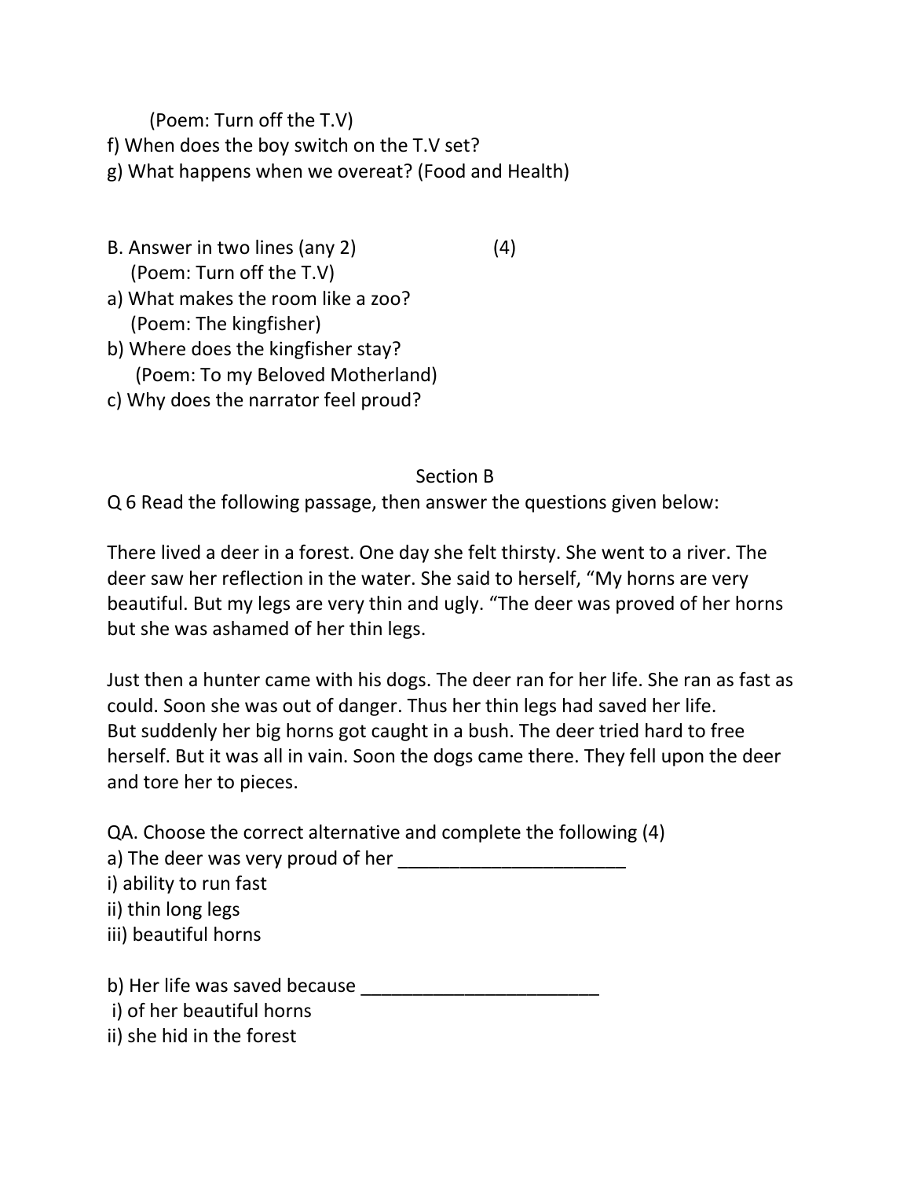(Poem: Turn off the T.V)

f) When does the boy switch on the T.V set?

g) What happens when we overeat? (Food and Health)

B. Answer in two lines (any 2) (4)

(Poem: Turn off the T.V)

a) What makes the room like a zoo?

(Poem: The kingfisher)

b) Where does the kingfisher stay?

(Poem: To my Beloved Motherland)

c) Why does the narrator feel proud?

## Section B

Q 6 Read the following passage, then answer the questions given below:

There lived a deer in a forest. One day she felt thirsty. She went to a river. The deer saw her reflection in the water. She said to herself, "My horns are very beautiful. But my legs are very thin and ugly. "The deer was proved of her horns but she was ashamed of her thin legs.

Just then a hunter came with his dogs. The deer ran for her life. She ran as fast as could. Soon she was out of danger. Thus her thin legs had saved her life. But suddenly her big horns got caught in a bush. The deer tried hard to free herself. But it was all in vain. Soon the dogs came there. They fell upon the deer and tore her to pieces.

QA. Choose the correct alternative and complete the following (4)

a) The deer was very proud of her ______________________

i) ability to run fast

ii) thin long legs

iii) beautiful horns

b) Her life was saved because ________________________

i) of her beautiful horns

ii) she hid in the forest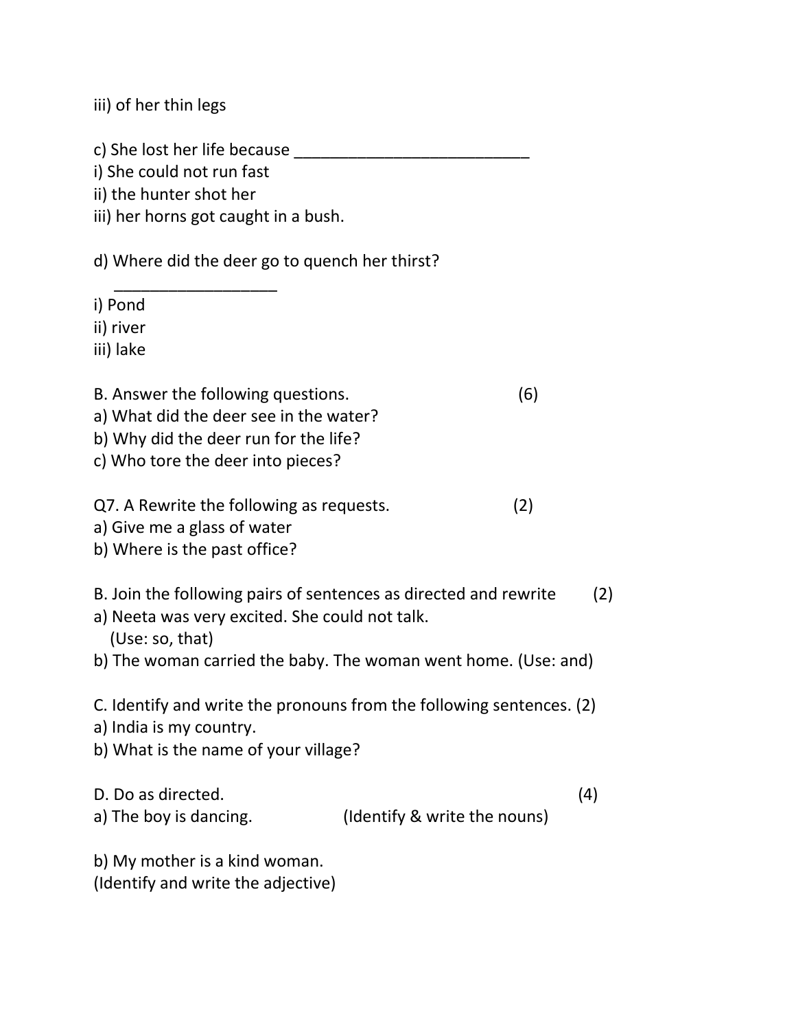iii) of her thin legs

c) She lost her life because ___________________________
i) She could not run fast
ii) the hunter shot her
iii) her horns got caught in a bush.

d) Where did the deer go to quench her thirst?
___________________
i) Pond
ii) river
iii) lake

B. Answer the following questions. (6)
a) What did the deer see in the water?
b) Why did the deer run for the life?
c) Who tore the deer into pieces?

Q7. A Rewrite the following as requests. (2)
a) Give me a glass of water
b) Where is the past office?

B. Join the following pairs of sentences as directed and rewrite (2)
a) Neeta was very excited. She could not talk.
(Use: so, that)
b) The woman carried the baby. The woman went home. (Use: and)

C. Identify and write the pronouns from the following sentences. (2)
a) India is my country.
b) What is the name of your village?

D. Do as directed. (4)
a) The boy is dancing. (Identify & write the nouns)

b) My mother is a kind woman.
(Identify and write the adjective)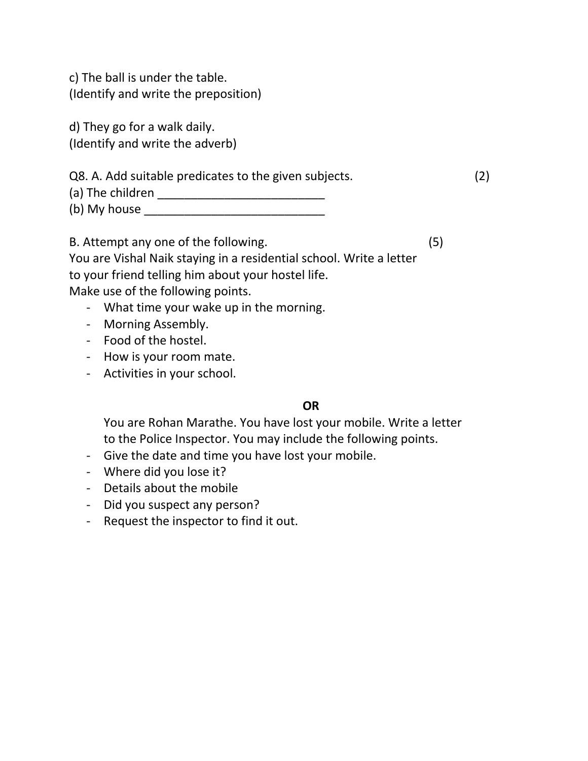c) The ball is under the table.
(Identify and write the preposition)

d) They go for a walk daily.
(Identify and write the adverb)

Q8. A. Add suitable predicates to the given subjects. (2)

(a) The children _________________________

(b) My house ___________________________

B. Attempt any one of the following. (5)

You are Vishal Naik staying in a residential school. Write a letter to your friend telling him about your hostel life.
Make use of the following points.

- What time your wake up in the morning.
- Morning Assembly.
- Food of the hostel.
- How is your room mate.
- Activities in your school.

**OR**

You are Rohan Marathe. You have lost your mobile. Write a letter to the Police Inspector. You may include the following points.

- Give the date and time you have lost your mobile.
- Where did you lose it?
- Details about the mobile
- Did you suspect any person?
- Request the inspector to find it out.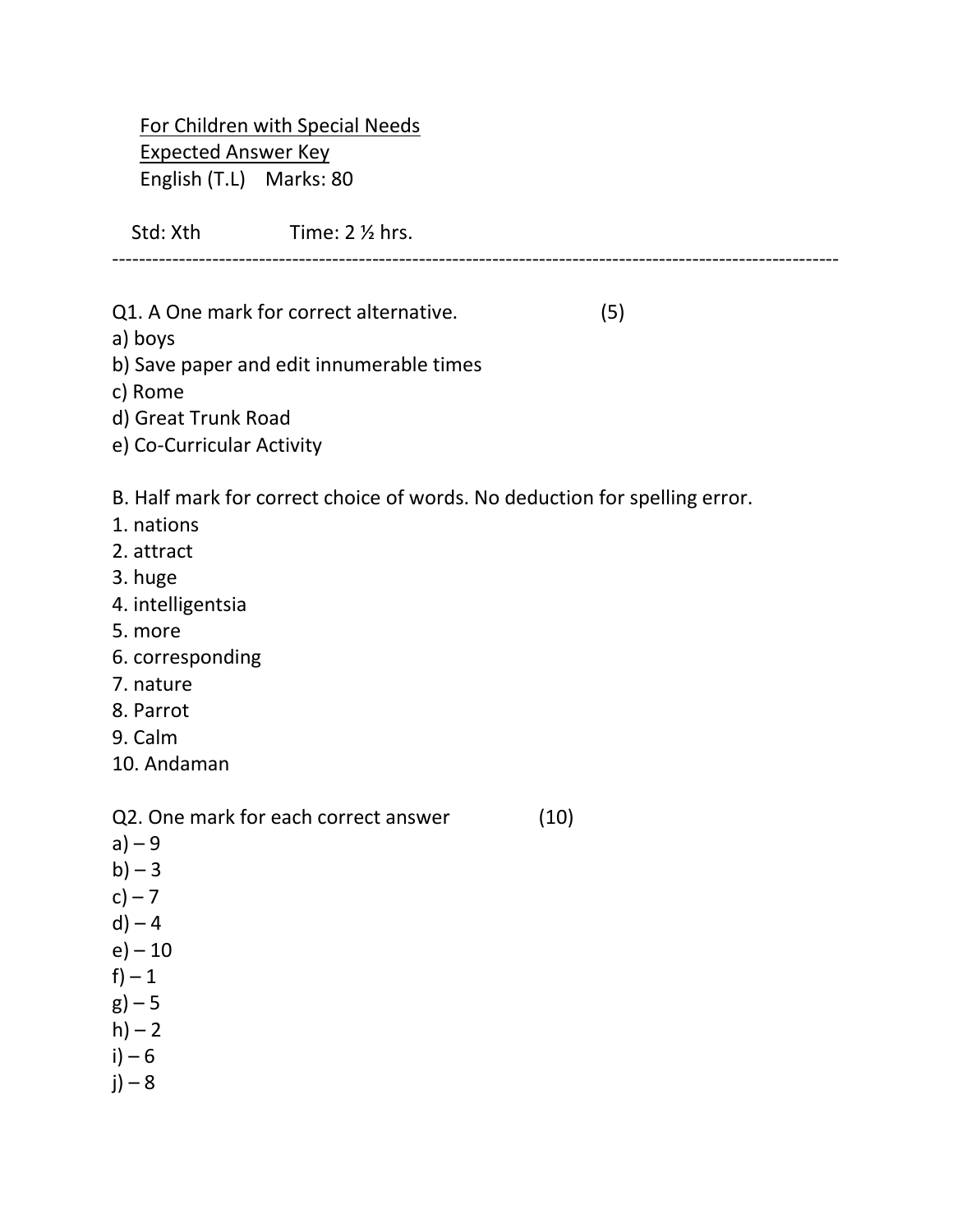For Children with Special Needs

Expected Answer Key

English (T.L)    Marks: 80

Std: Xth    Time: 2 ½ hrs.

---

Q1. A One mark for correct alternative. (5)

a) boys
b) Save paper and edit innumerable times
c) Rome
d) Great Trunk Road
e) Co-Curricular Activity

B. Half mark for correct choice of words. No deduction for spelling error.

1. nations
2. attract
3. huge
4. intelligentsia
5. more
6. corresponding
7. nature
8. Parrot
9. Calm
10. Andaman

Q2. One mark for each correct answer (10)

a) – 9
b) – 3
c) – 7
d) – 4
e) – 10
f) – 1
g) – 5
h) – 2
i) – 6
j) – 8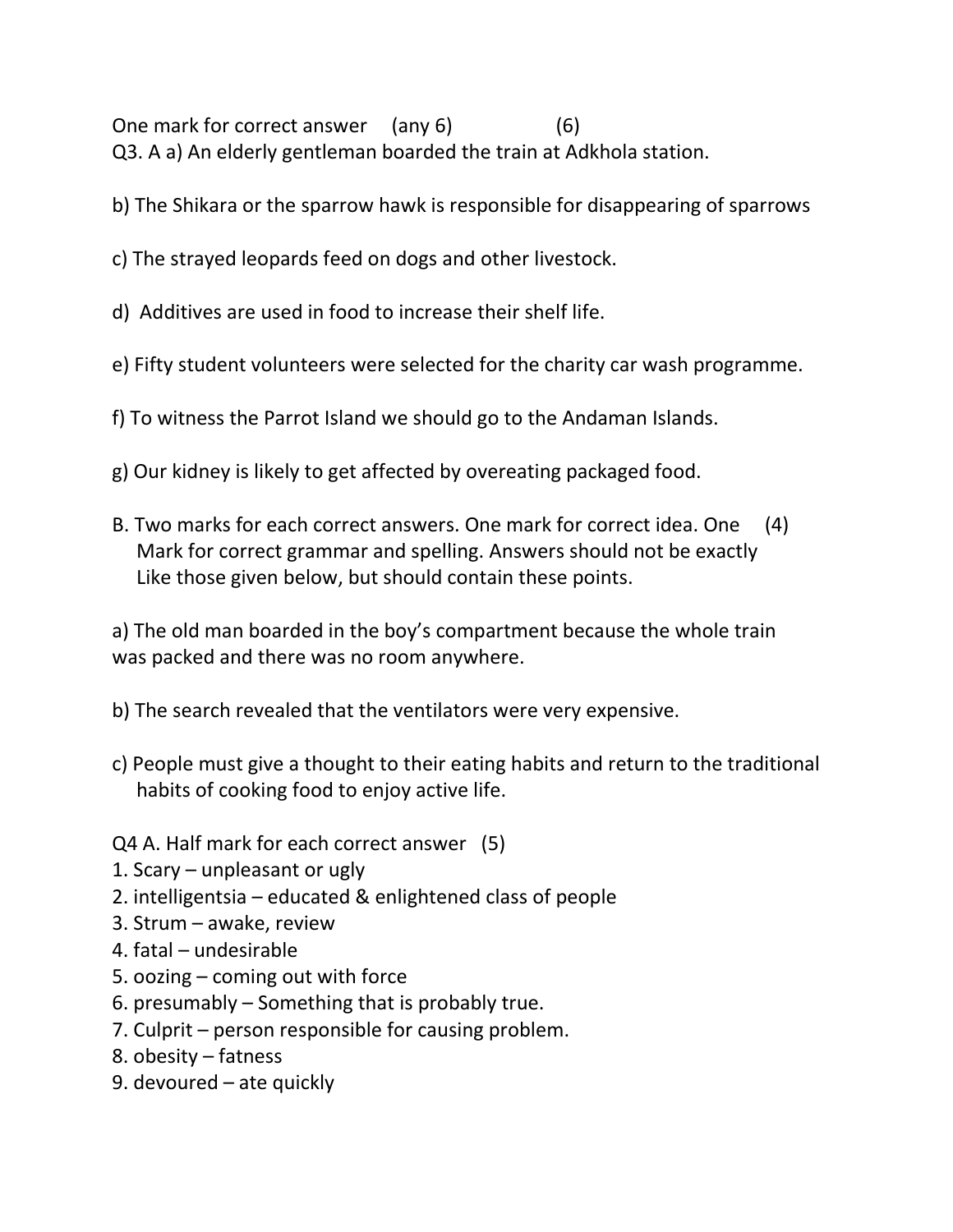One mark for correct answer (any 6) (6)

Q3. A a) An elderly gentleman boarded the train at Adkhola station.

b) The Shikara or the sparrow hawk is responsible for disappearing of sparrows

c) The strayed leopards feed on dogs and other livestock.

d) Additives are used in food to increase their shelf life.

e) Fifty student volunteers were selected for the charity car wash programme.

f) To witness the Parrot Island we should go to the Andaman Islands.

g) Our kidney is likely to get affected by overeating packaged food.

B. Two marks for each correct answers. One mark for correct idea. One Mark for correct grammar and spelling. Answers should not be exactly Like those given below, but should contain these points. (4)

a) The old man boarded in the boy's compartment because the whole train was packed and there was no room anywhere.

b) The search revealed that the ventilators were very expensive.

c) People must give a thought to their eating habits and return to the traditional habits of cooking food to enjoy active life.

Q4 A. Half mark for each correct answer (5)

1. Scary – unpleasant or ugly
2. intelligentsia – educated & enlightened class of people
3. Strum – awake, review
4. fatal – undesirable
5. oozing – coming out with force
6. presumably – Something that is probably true.
7. Culprit – person responsible for causing problem.
8. obesity – fatness
9. devoured – ate quickly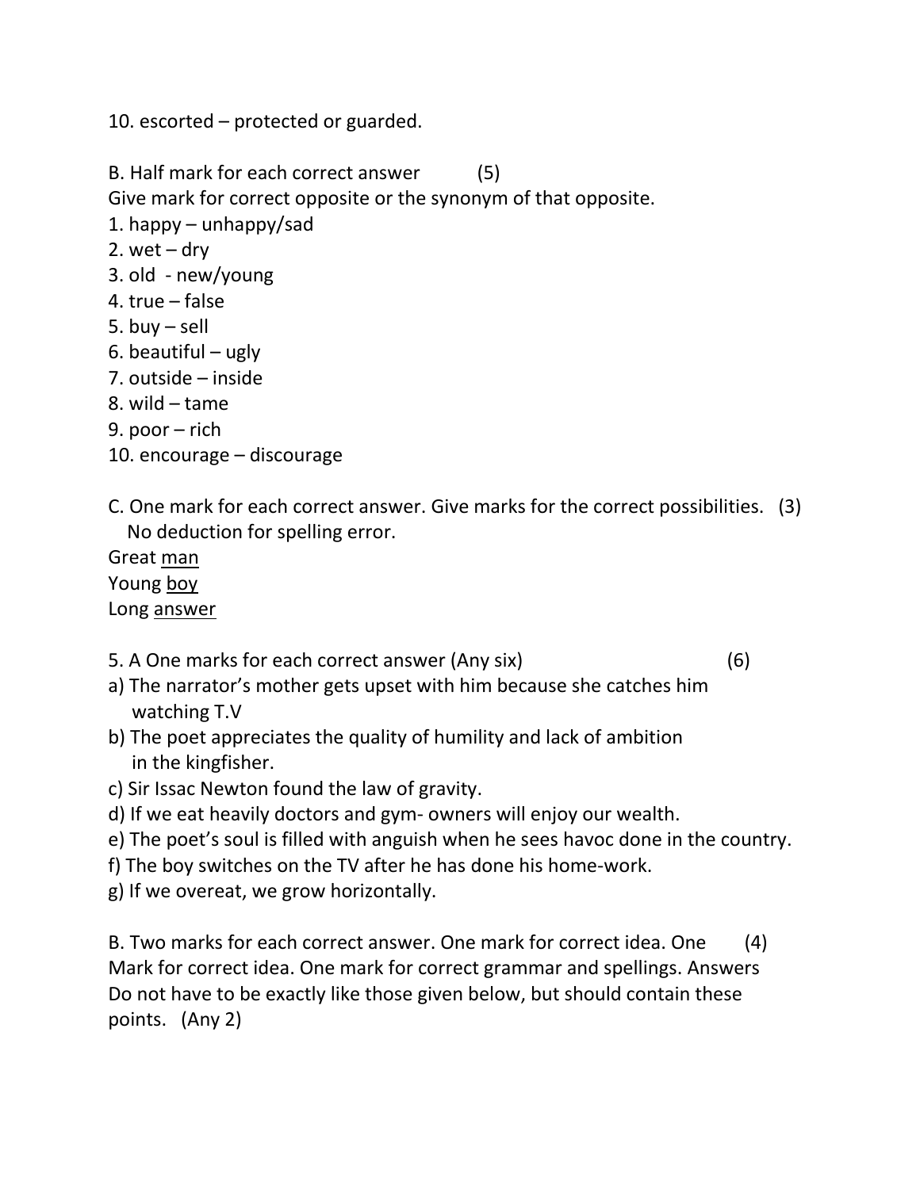10. escorted – protected or guarded.

B. Half mark for each correct answer (5)
Give mark for correct opposite or the synonym of that opposite.
1. happy – unhappy/sad
2. wet – dry
3. old - new/young
4. true – false
5. buy – sell
6. beautiful – ugly
7. outside – inside
8. wild – tame
9. poor – rich
10. encourage – discourage

C. One mark for each correct answer. Give marks for the correct possibilities. (3)
No deduction for spelling error.
Great <u>man</u>
Young <u>boy</u>
Long <u>answer</u>

5. A One marks for each correct answer (Any six) (6)
a) The narrator's mother gets upset with him because she catches him watching T.V
b) The poet appreciates the quality of humility and lack of ambition in the kingfisher.
c) Sir Issac Newton found the law of gravity.
d) If we eat heavily doctors and gym- owners will enjoy our wealth.
e) The poet's soul is filled with anguish when he sees havoc done in the country.
f) The boy switches on the TV after he has done his home-work.
g) If we overeat, we grow horizontally.

B. Two marks for each correct answer. One mark for correct idea. One (4)
Mark for correct idea. One mark for correct grammar and spellings. Answers
Do not have to be exactly like those given below, but should contain these
points. (Any 2)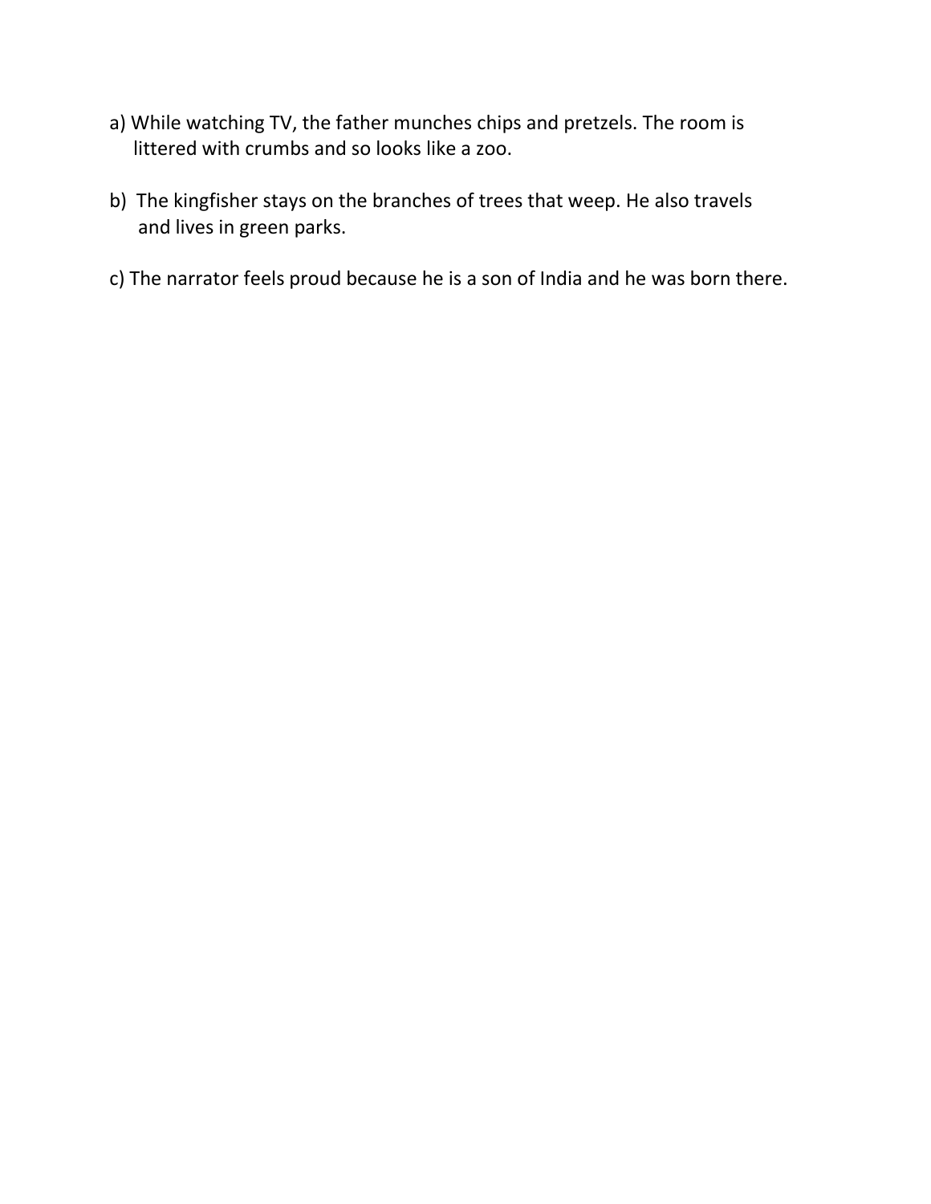a) While watching TV, the father munches chips and pretzels. The room is littered with crumbs and so looks like a zoo.

b) The kingfisher stays on the branches of trees that weep. He also travels and lives in green parks.

c) The narrator feels proud because he is a son of India and he was born there.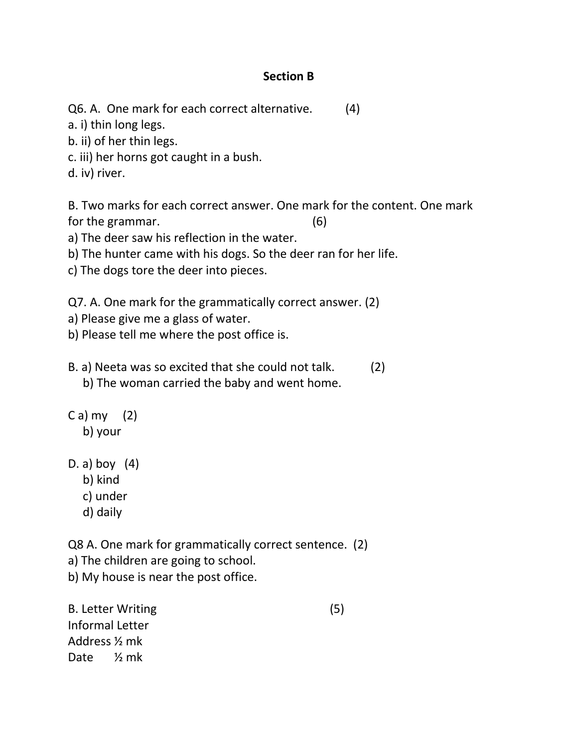## Section B

Q6. A. One mark for each correct alternative. (4)

a. i) thin long legs.

b. ii) of her thin legs.

c. iii) her horns got caught in a bush.

d. iv) river.

B. Two marks for each correct answer. One mark for the content. One mark for the grammar. (6)

a) The deer saw his reflection in the water.

b) The hunter came with his dogs. So the deer ran for her life.

c) The dogs tore the deer into pieces.

Q7. A. One mark for the grammatically correct answer. (2)

a) Please give me a glass of water.

b) Please tell me where the post office is.

B. a) Neeta was so excited that she could not talk. (2)

b) The woman carried the baby and went home.

C a) my (2)

b) your

D. a) boy (4)

b) kind

c) under

d) daily

Q8 A. One mark for grammatically correct sentence. (2)

a) The children are going to school.

b) My house is near the post office.

B. Letter Writing (5)

Informal Letter

Address ½ mk

Date ½ mk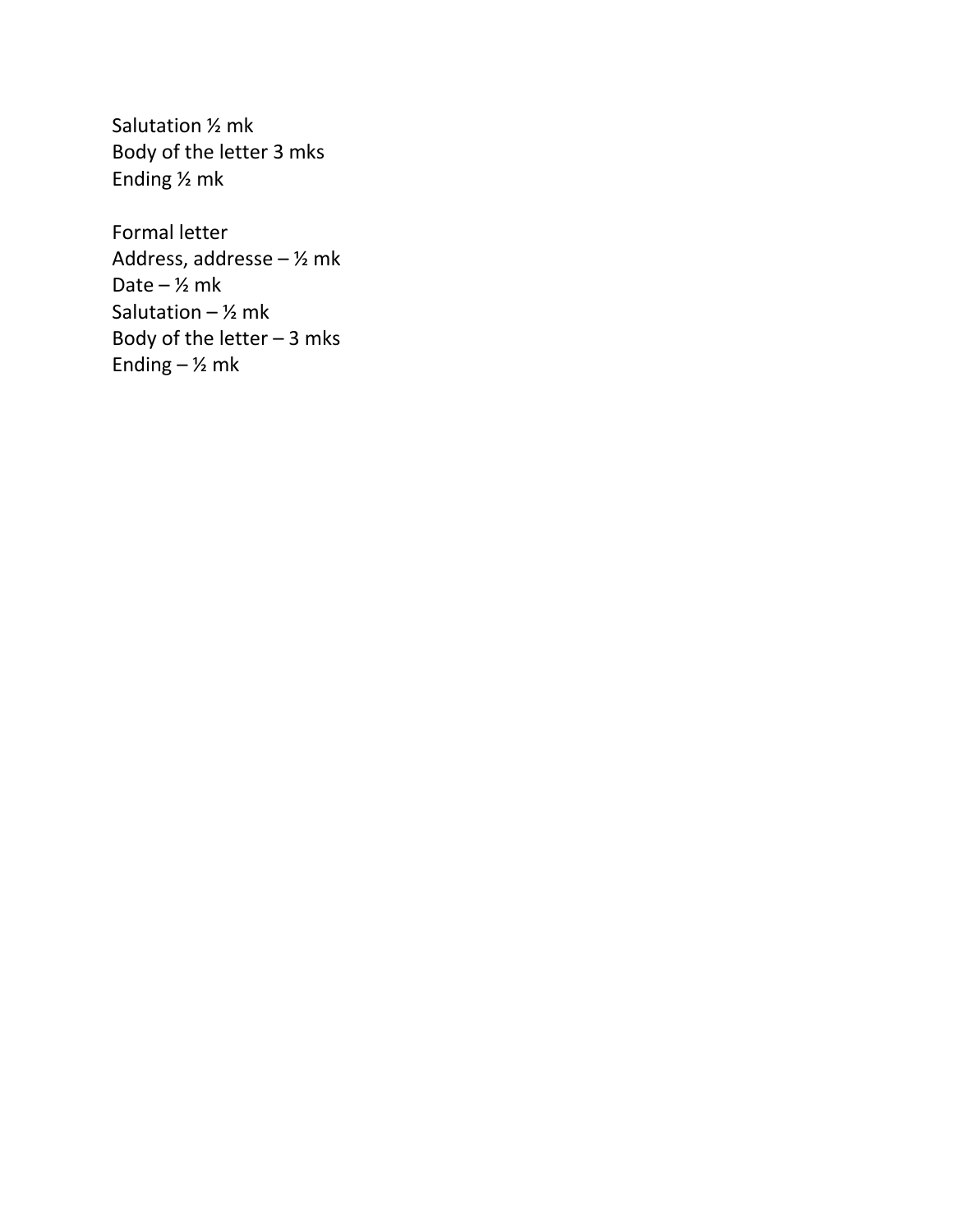Salutation ½ mk
Body of the letter 3 mks
Ending ½ mk

Formal letter
Address, addresse – ½ mk
Date – ½ mk
Salutation – ½ mk
Body of the letter – 3 mks
Ending – ½ mk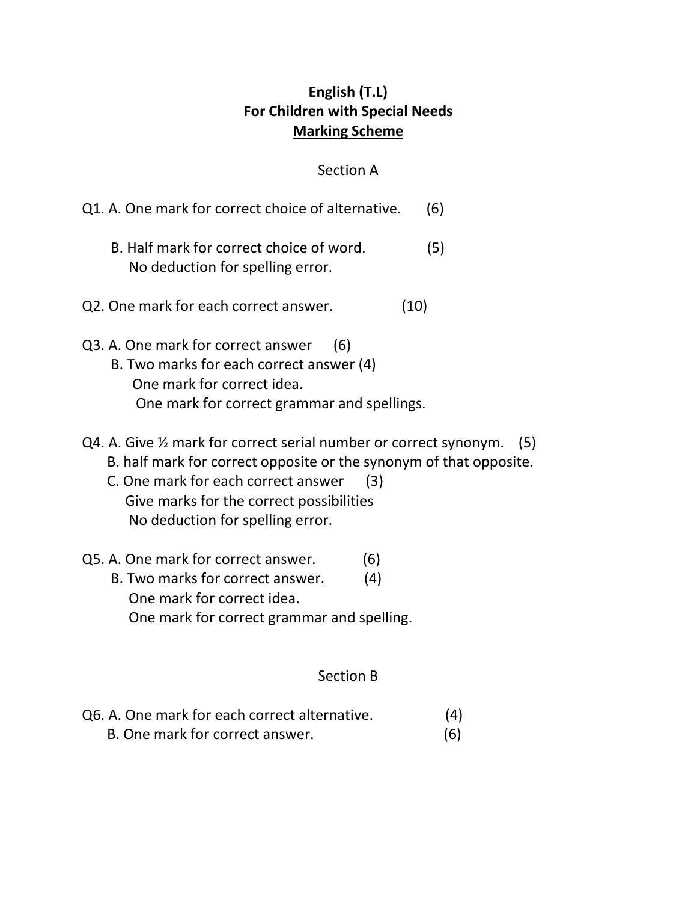**English (T.L)**
**For Children with Special Needs**
**<u>Marking Scheme</u>**

Section A

Q1. A. One mark for correct choice of alternative. (6)

B. Half mark for correct choice of word. (5)
No deduction for spelling error.

Q2. One mark for each correct answer. (10)

Q3. A. One mark for correct answer (6)
B. Two marks for each correct answer (4)
One mark for correct idea.
One mark for correct grammar and spellings.

Q4. A. Give ½ mark for correct serial number or correct synonym. (5)
B. half mark for correct opposite or the synonym of that opposite.
C. One mark for each correct answer (3)
Give marks for the correct possibilities
No deduction for spelling error.

Q5. A. One mark for correct answer. (6)
B. Two marks for correct answer. (4)
One mark for correct idea.
One mark for correct grammar and spelling.

Section B

Q6. A. One mark for each correct alternative. (4)
B. One mark for correct answer. (6)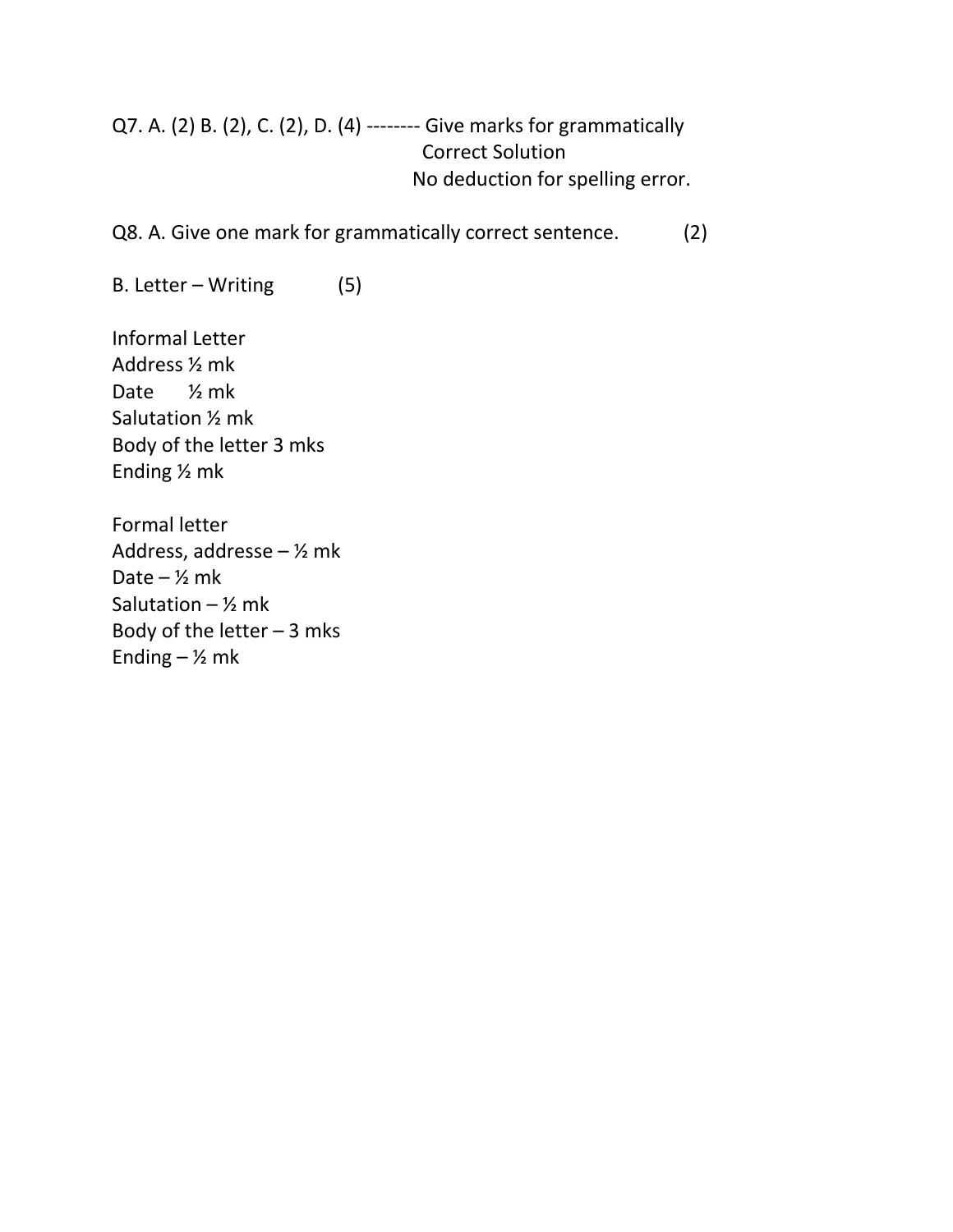Q7. A. (2) B. (2), C. (2), D. (4) -------- Give marks for grammatically Correct Solution

No deduction for spelling error.

Q8. A. Give one mark for grammatically correct sentence. (2)

B. Letter – Writing (5)

Informal Letter
Address ½ mk
Date ½ mk
Salutation ½ mk
Body of the letter 3 mks
Ending ½ mk

Formal letter
Address, addresse – ½ mk
Date – ½ mk
Salutation – ½ mk
Body of the letter – 3 mks
Ending – ½ mk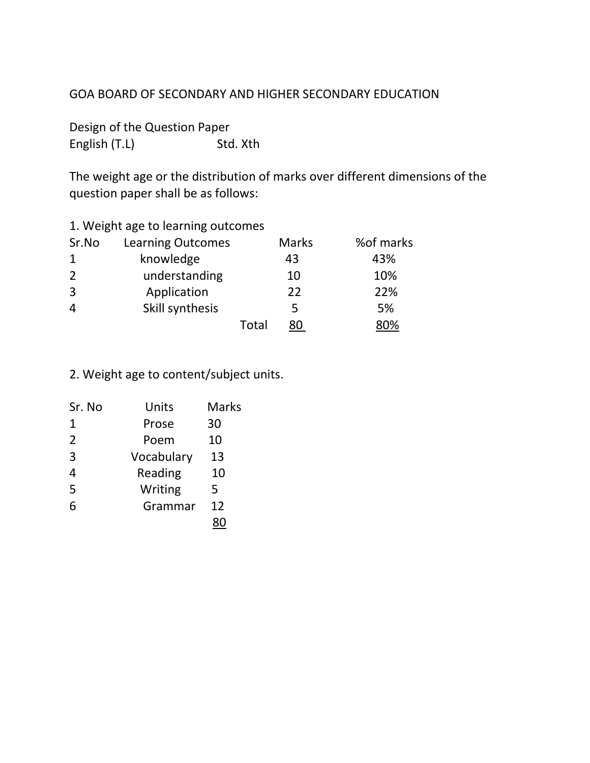GOA BOARD OF SECONDARY AND HIGHER SECONDARY EDUCATION

Design of the Question Paper

English (T.L) Std. Xth

The weight age or the distribution of marks over different dimensions of the question paper shall be as follows:

1. Weight age to learning outcomes

| Sr.No | Learning Outcomes | Marks | %of marks |
|---|---|---|---|
| 1 | knowledge | 43 | 43% |
| 2 | understanding | 10 | 10% |
| 3 | Application | 22 | 22% |
| 4 | Skill synthesis | 5 | 5% |
| | Total | 80 | 80% |

2. Weight age to content/subject units.

| Sr. No | Units | Marks |
|---|---|---|
| 1 | Prose | 30 |
| 2 | Poem | 10 |
| 3 | Vocabulary | 13 |
| 4 | Reading | 10 |
| 5 | Writing | 5 |
| 6 | Grammar | 12 |
| | | 80 |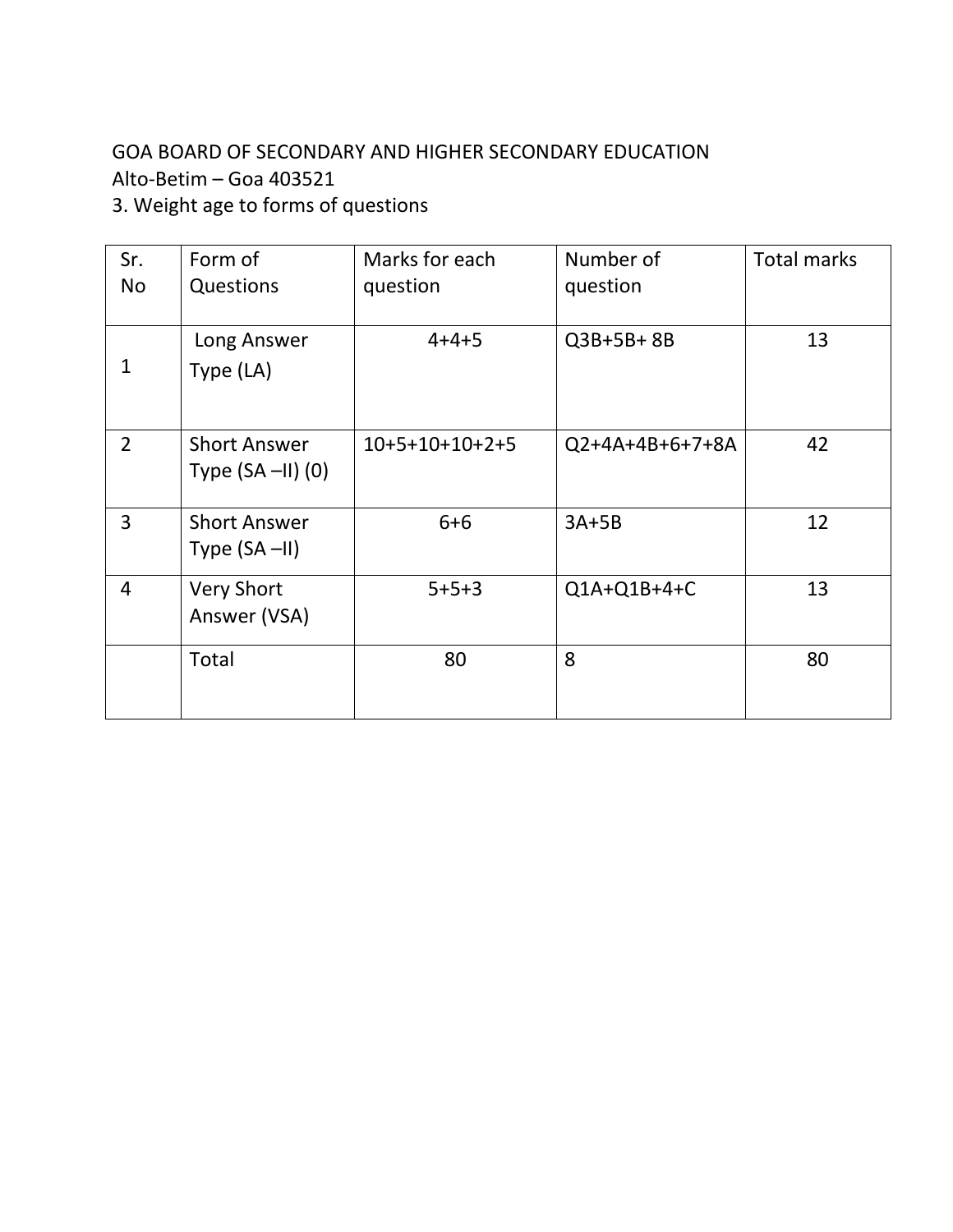GOA BOARD OF SECONDARY AND HIGHER SECONDARY EDUCATION
Alto-Betim – Goa 403521
3. Weight age to forms of questions

| Sr. No | Form of Questions | Marks for each question | Number of question | Total marks |
|---|---|---|---|---|
| 1 | Long Answer Type (LA) | 4+4+5 | Q3B+5B+ 8B | 13 |
| 2 | Short Answer Type (SA –II) (0) | 10+5+10+10+2+5 | Q2+4A+4B+6+7+8A | 42 |
| 3 | Short Answer Type (SA –II) | 6+6 | 3A+5B | 12 |
| 4 | Very Short Answer (VSA) | 5+5+3 | Q1A+Q1B+4+C | 13 |
| | Total | 80 | 8 | 80 |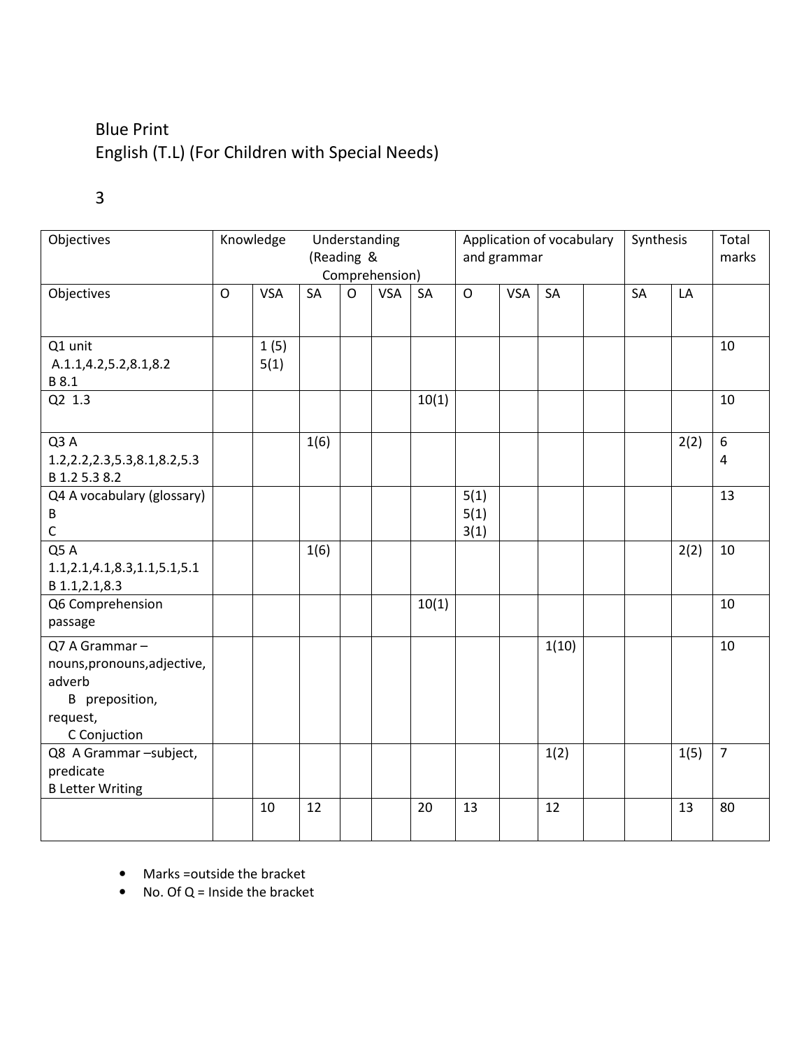Blue Print

English (T.L) (For Children with Special Needs)

3

| Objectives | Knowledge | | Understanding (Reading & Comprehension) | | | | Application of vocabulary and grammar | | | | Synthesis | | Total marks |
|---|---|---|---|---|---|---|---|---|---|---|---|---|---|
| Objectives | O | VSA | SA | O | VSA | SA | O | VSA | SA | | SA | LA | |
| Q1 unit A.1.1,4.2,5.2,8.1,8.2 B 8.1 | | 1 (5) 5(1) | | | | | | | | | | | 10 |
| Q2 1.3 | | | | | | 10(1) | | | | | | | 10 |
| Q3 A 1.2,2.2,2.3,5.3,8.1,8.2,5.3 B 1.2 5.3 8.2 | | | 1(6) | | | | | | | | | 2(2) | 6 4 |
| Q4 A vocabulary (glossary) B C | | | | | | | 5(1) 5(1) 3(1) | | | | | | 13 |
| Q5 A 1.1,2.1,4.1,8.3,1.1,5.1,5.1 B 1.1,2.1,8.3 | | | 1(6) | | | | | | | | | 2(2) | 10 |
| Q6 Comprehension passage | | | | | | 10(1) | | | | | | | 10 |
| Q7 A Grammar – nouns,pronouns,adjective, adverb B preposition, request, C Conjuction | | | | | | | | | 1(10) | | | | 10 |
| Q8 A Grammar –subject, predicate B Letter Writing | | | | | | | | | 1(2) | | | 1(5) | 7 |
| | | 10 | 12 | | | 20 | 13 | | 12 | | | 13 | 80 |

- Marks =outside the bracket
- No. Of Q = Inside the bracket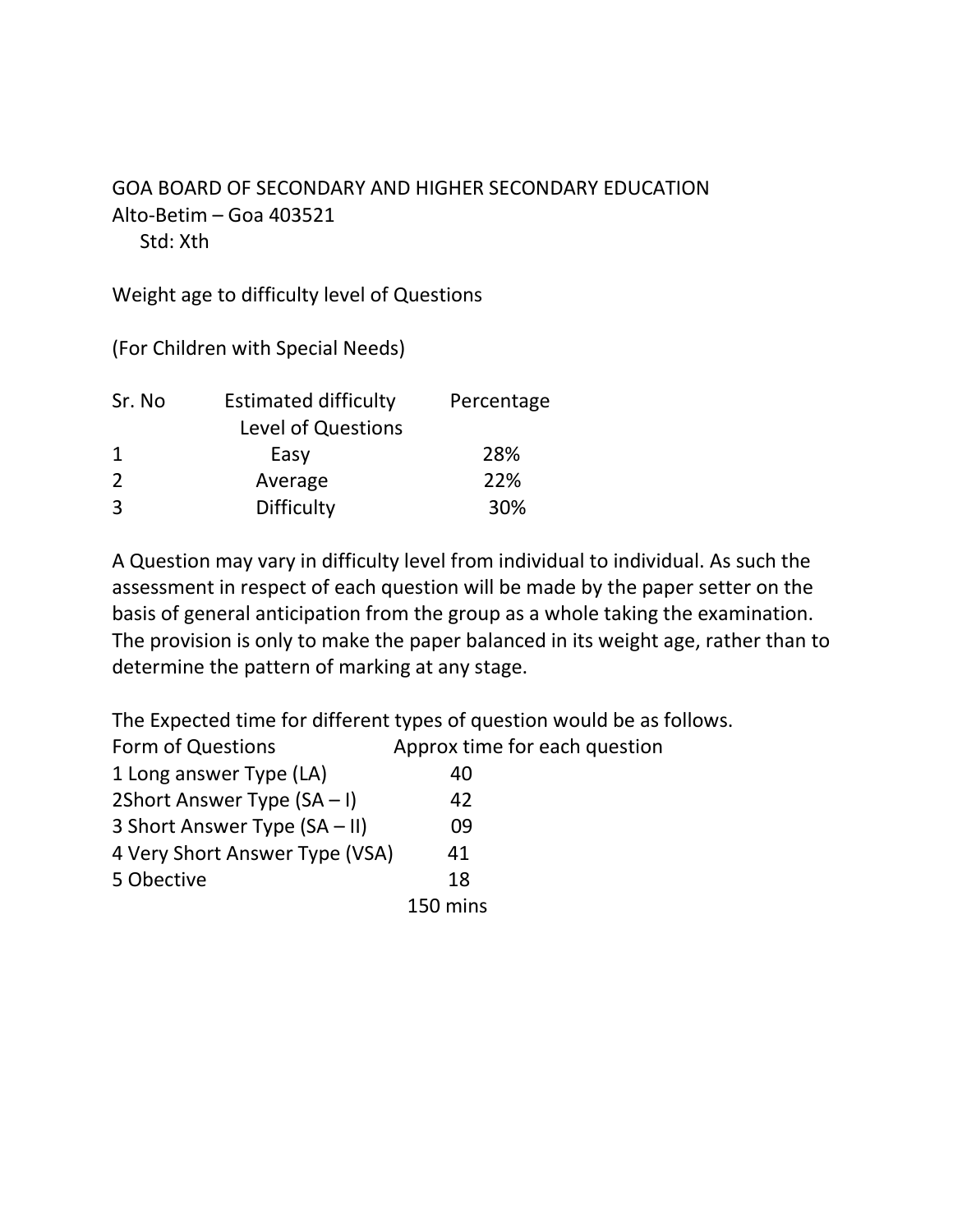GOA BOARD OF SECONDARY AND HIGHER SECONDARY EDUCATION
Alto-Betim – Goa 403521
Std: Xth

Weight age to difficulty level of Questions

(For Children with Special Needs)

| Sr. No | Estimated difficulty Level of Questions | Percentage |
|---|---|---|
| 1 | Easy | 28% |
| 2 | Average | 22% |
| 3 | Difficulty | 30% |

A Question may vary in difficulty level from individual to individual. As such the assessment in respect of each question will be made by the paper setter on the basis of general anticipation from the group as a whole taking the examination. The provision is only to make the paper balanced in its weight age, rather than to determine the pattern of marking at any stage.

The Expected time for different types of question would be as follows.

| Form of Questions | Approx time for each question |
|---|---|
| 1 Long answer Type (LA) | 40 |
| 2Short Answer Type (SA – I) | 42 |
| 3 Short Answer Type (SA – II) | 09 |
| 4 Very Short Answer Type (VSA) | 41 |
| 5 Obective | 18 |
| | 150 mins |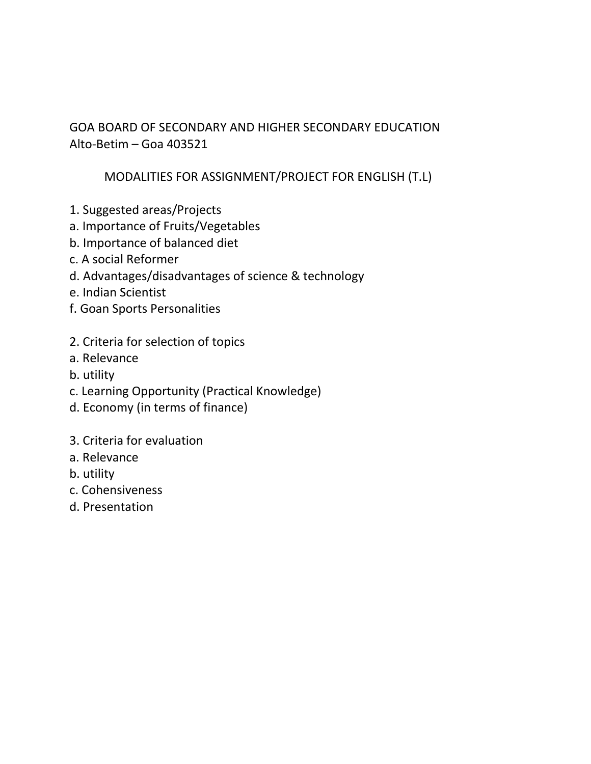GOA BOARD OF SECONDARY AND HIGHER SECONDARY EDUCATION
Alto-Betim – Goa 403521

## MODALITIES FOR ASSIGNMENT/PROJECT FOR ENGLISH (T.L)

1. Suggested areas/Projects

a. Importance of Fruits/Vegetables
b. Importance of balanced diet
c. A social Reformer
d. Advantages/disadvantages of science & technology
e. Indian Scientist
f. Goan Sports Personalities

2. Criteria for selection of topics

a. Relevance
b. utility
c. Learning Opportunity (Practical Knowledge)
d. Economy (in terms of finance)

3. Criteria for evaluation

a. Relevance
b. utility
c. Cohensiveness
d. Presentation